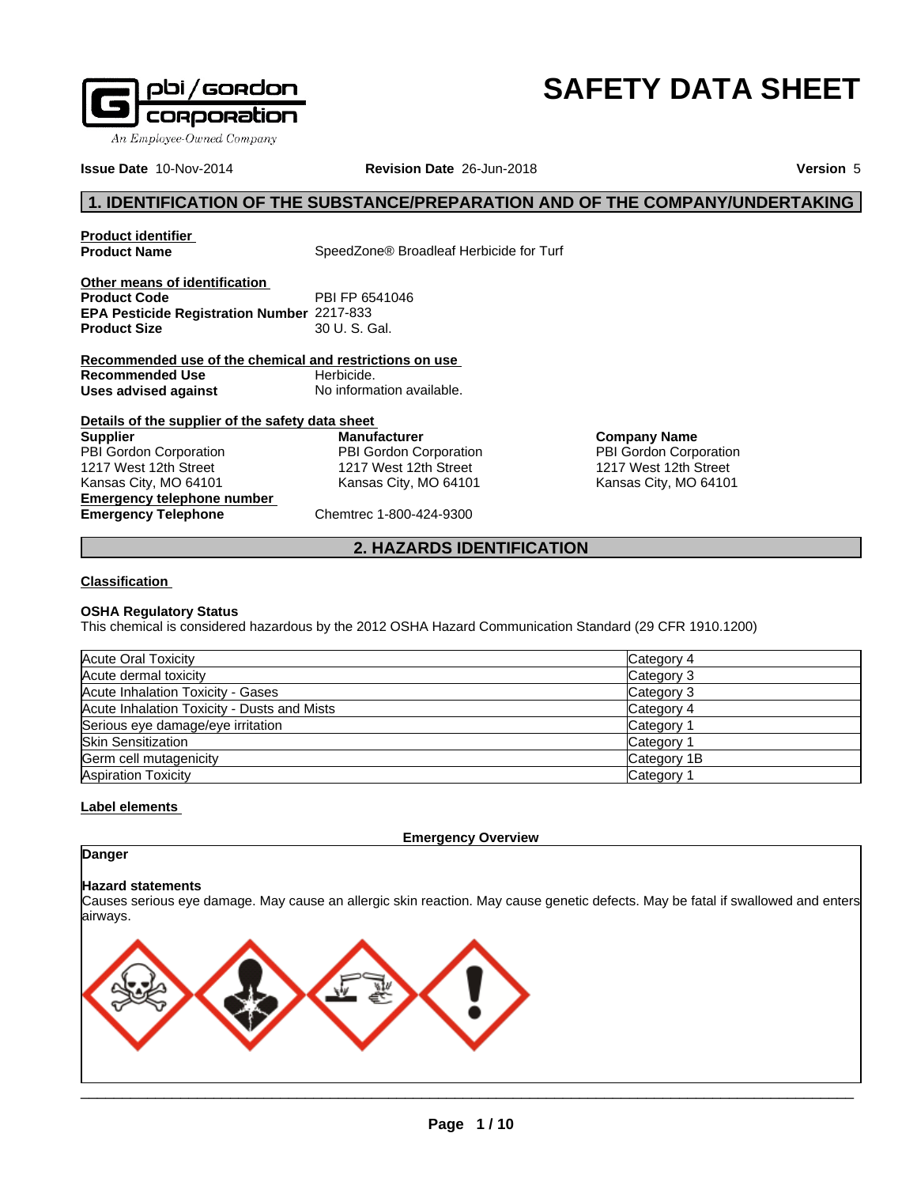# SAFETY DATA SHEET

**Issue Date** 10-Nov-2014 **Revision Date** 26-Jun-2018 **Version** 5

## 1. IDENTIFICATION OF THE SUBSTANCE/PREPARATION AND OF THE COMPANY/UNDERTAKING

**Product identifier**

**Product Name** SpeedZone® Broadleaf Herbicide for Turf

**Other means of identification**

**Product Code** PBI FP 6541046
**EPA Pesticide Registration Number** 2217-833
**Product Size** 30 U. S. Gal.

**Recommended use of the chemical and restrictions on use**

**Recommended Use** Herbicide.
**Uses advised against** No information available.

**Details of the supplier of the safety data sheet**

**Supplier**
PBI Gordon Corporation
1217 West 12th Street
Kansas City, MO 64101

**Manufacturer**
PBI Gordon Corporation
1217 West 12th Street
Kansas City, MO 64101

**Company Name**
PBI Gordon Corporation
1217 West 12th Street
Kansas City, MO 64101

**Emergency telephone number**

**Emergency Telephone** Chemtrec 1-800-424-9300

## 2. HAZARDS IDENTIFICATION

**Classification**

**OSHA Regulatory Status**
This chemical is considered hazardous by the 2012 OSHA Hazard Communication Standard (29 CFR 1910.1200)

| Hazard | Category |
| --- | --- |
| Acute Oral Toxicity | Category 4 |
| Acute dermal toxicity | Category 3 |
| Acute Inhalation Toxicity - Gases | Category 3 |
| Acute Inhalation Toxicity - Dusts and Mists | Category 4 |
| Serious eye damage/eye irritation | Category 1 |
| Skin Sensitization | Category 1 |
| Germ cell mutagenicity | Category 1B |
| Aspiration Toxicity | Category 1 |

**Label elements**

**Emergency Overview**

**Danger**

**Hazard statements**
Causes serious eye damage. May cause an allergic skin reaction. May cause genetic defects. May be fatal if swallowed and enters airways.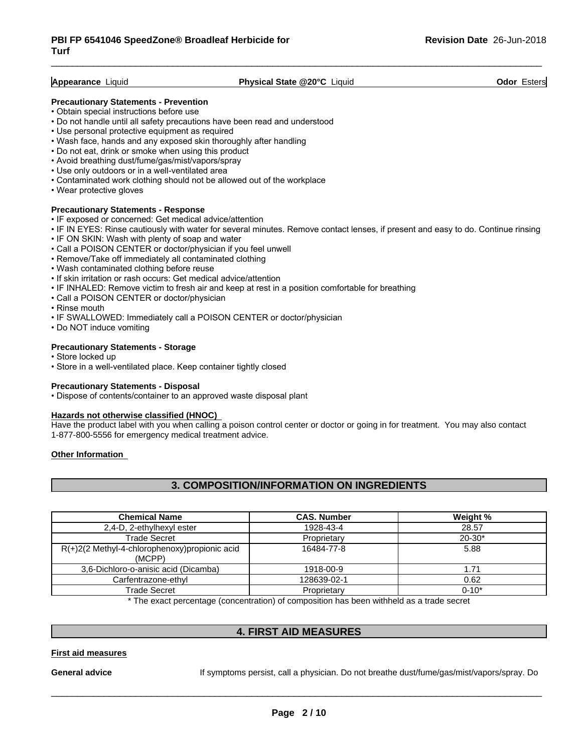**Appearance** Liquid **Physical State @20°C** Liquid **Odor** Esters

**Precautionary Statements - Prevention**

- Obtain special instructions before use
- Do not handle until all safety precautions have been read and understood
- Use personal protective equipment as required
- Wash face, hands and any exposed skin thoroughly after handling
- Do not eat, drink or smoke when using this product
- Avoid breathing dust/fume/gas/mist/vapors/spray
- Use only outdoors or in a well-ventilated area
- Contaminated work clothing should not be allowed out of the workplace
- Wear protective gloves

**Precautionary Statements - Response**

- IF exposed or concerned: Get medical advice/attention
- IF IN EYES: Rinse cautiously with water for several minutes. Remove contact lenses, if present and easy to do. Continue rinsing
- IF ON SKIN: Wash with plenty of soap and water
- Call a POISON CENTER or doctor/physician if you feel unwell
- Remove/Take off immediately all contaminated clothing
- Wash contaminated clothing before reuse
- If skin irritation or rash occurs: Get medical advice/attention
- IF INHALED: Remove victim to fresh air and keep at rest in a position comfortable for breathing
- Call a POISON CENTER or doctor/physician
- Rinse mouth
- IF SWALLOWED: Immediately call a POISON CENTER or doctor/physician
- Do NOT induce vomiting

**Precautionary Statements - Storage**

- Store locked up
- Store in a well-ventilated place. Keep container tightly closed

**Precautionary Statements - Disposal**

- Dispose of contents/container to an approved waste disposal plant

**Hazards not otherwise classified (HNOC)**

Have the product label with you when calling a poison control center or doctor or going in for treatment. You may also contact 1-877-800-5556 for emergency medical treatment advice.

**Other Information**

## 3. COMPOSITION/INFORMATION ON INGREDIENTS

| Chemical Name | CAS. Number | Weight % |
|---|---|---|
| 2,4-D, 2-ethylhexyl ester | 1928-43-4 | 28.57 |
| Trade Secret | Proprietary | 20-30* |
| R(+)2(2 Methyl-4-chlorophenoxy)propionic acid (MCPP) | 16484-77-8 | 5.88 |
| 3,6-Dichloro-o-anisic acid (Dicamba) | 1918-00-9 | 1.71 |
| Carfentrazone-ethyl | 128639-02-1 | 0.62 |
| Trade Secret | Proprietary | 0-10* |

* The exact percentage (concentration) of composition has been withheld as a trade secret

## 4. FIRST AID MEASURES

**First aid measures**

**General advice** If symptoms persist, call a physician. Do not breathe dust/fume/gas/mist/vapors/spray. Do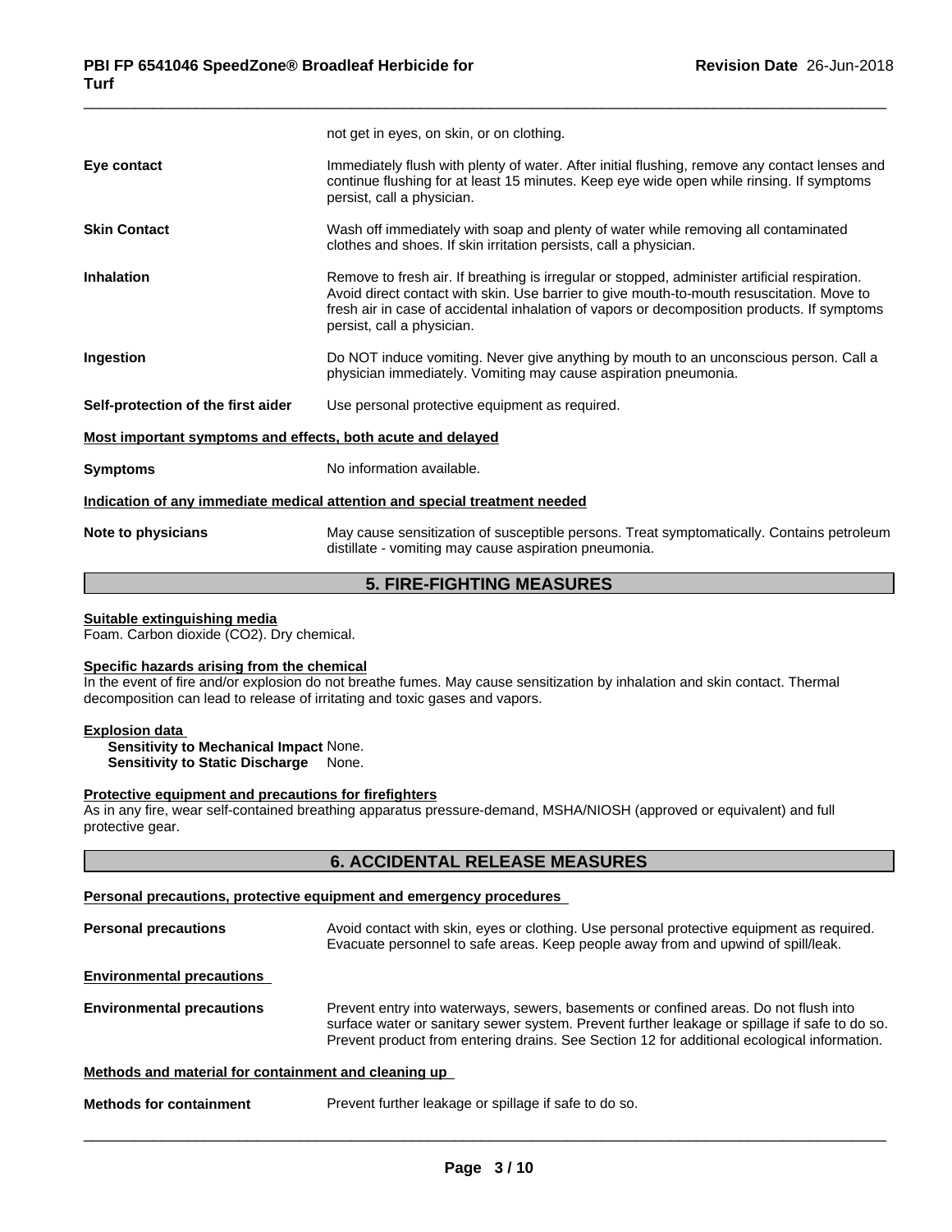not get in eyes, on skin, or on clothing.

**Eye contact**
Immediately flush with plenty of water. After initial flushing, remove any contact lenses and continue flushing for at least 15 minutes. Keep eye wide open while rinsing. If symptoms persist, call a physician.

**Skin Contact**
Wash off immediately with soap and plenty of water while removing all contaminated clothes and shoes. If skin irritation persists, call a physician.

**Inhalation**
Remove to fresh air. If breathing is irregular or stopped, administer artificial respiration. Avoid direct contact with skin. Use barrier to give mouth-to-mouth resuscitation. Move to fresh air in case of accidental inhalation of vapors or decomposition products. If symptoms persist, call a physician.

**Ingestion**
Do NOT induce vomiting. Never give anything by mouth to an unconscious person. Call a physician immediately. Vomiting may cause aspiration pneumonia.

**Self-protection of the first aider**
Use personal protective equipment as required.

**Most important symptoms and effects, both acute and delayed**

**Symptoms**
No information available.

**Indication of any immediate medical attention and special treatment needed**

**Note to physicians**
May cause sensitization of susceptible persons. Treat symptomatically. Contains petroleum distillate - vomiting may cause aspiration pneumonia.

## 5. FIRE-FIGHTING MEASURES

**Suitable extinguishing media**

Foam. Carbon dioxide ($CO_2$). Dry chemical.

**Specific hazards arising from the chemical**

In the event of fire and/or explosion do not breathe fumes. May cause sensitization by inhalation and skin contact. Thermal decomposition can lead to release of irritating and toxic gases and vapors.

**Explosion data**

**Sensitivity to Mechanical Impact** None.
**Sensitivity to Static Discharge** None.

**Protective equipment and precautions for firefighters**

As in any fire, wear self-contained breathing apparatus pressure-demand, MSHA/NIOSH (approved or equivalent) and full protective gear.

## 6. ACCIDENTAL RELEASE MEASURES

**Personal precautions, protective equipment and emergency procedures**

**Personal precautions**
Avoid contact with skin, eyes or clothing. Use personal protective equipment as required. Evacuate personnel to safe areas. Keep people away from and upwind of spill/leak.

**Environmental precautions**

**Environmental precautions**
Prevent entry into waterways, sewers, basements or confined areas. Do not flush into surface water or sanitary sewer system. Prevent further leakage or spillage if safe to do so. Prevent product from entering drains. See Section 12 for additional ecological information.

**Methods and material for containment and cleaning up**

**Methods for containment**
Prevent further leakage or spillage if safe to do so.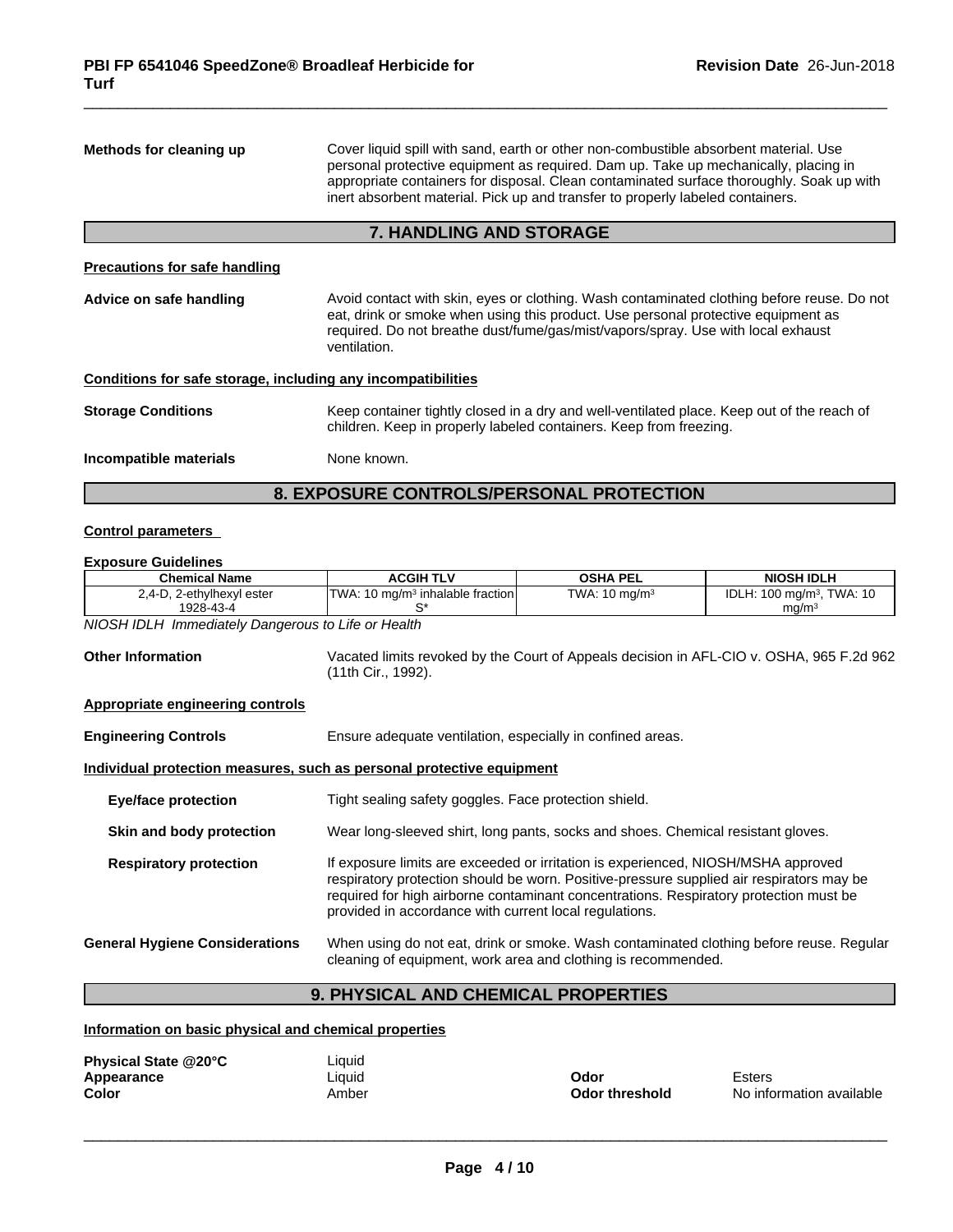**Methods for cleaning up** Cover liquid spill with sand, earth or other non-combustible absorbent material. Use personal protective equipment as required. Dam up. Take up mechanically, placing in appropriate containers for disposal. Clean contaminated surface thoroughly. Soak up with inert absorbent material. Pick up and transfer to properly labeled containers.

## 7. HANDLING AND STORAGE

**Precautions for safe handling**

**Advice on safe handling** Avoid contact with skin, eyes or clothing. Wash contaminated clothing before reuse. Do not eat, drink or smoke when using this product. Use personal protective equipment as required. Do not breathe dust/fume/gas/mist/vapors/spray. Use with local exhaust ventilation.

**Conditions for safe storage, including any incompatibilities**

**Storage Conditions** Keep container tightly closed in a dry and well-ventilated place. Keep out of the reach of children. Keep in properly labeled containers. Keep from freezing.

**Incompatible materials** None known.

## 8. EXPOSURE CONTROLS/PERSONAL PROTECTION

**Control parameters**

**Exposure Guidelines**

| Chemical Name | ACGIH TLV | OSHA PEL | NIOSH IDLH |
|---|---|---|---|
| 2,4-D, 2-ethylhexyl ester 1928-43-4 | TWA: 10 mg/m³ inhalable fraction S* | TWA: 10 mg/m³ | IDLH: 100 mg/m³, TWA: 10 mg/m³ |

*NIOSH IDLH Immediately Dangerous to Life or Health*

**Other Information** Vacated limits revoked by the Court of Appeals decision in AFL-CIO v. OSHA, 965 F.2d 962 (11th Cir., 1992).

**Appropriate engineering controls**

**Engineering Controls** Ensure adequate ventilation, especially in confined areas.

**Individual protection measures, such as personal protective equipment**

**Eye/face protection** Tight sealing safety goggles. Face protection shield.

**Skin and body protection** Wear long-sleeved shirt, long pants, socks and shoes. Chemical resistant gloves.

**Respiratory protection** If exposure limits are exceeded or irritation is experienced, NIOSH/MSHA approved respiratory protection should be worn. Positive-pressure supplied air respirators may be required for high airborne contaminant concentrations. Respiratory protection must be provided in accordance with current local regulations.

**General Hygiene Considerations** When using do not eat, drink or smoke. Wash contaminated clothing before reuse. Regular cleaning of equipment, work area and clothing is recommended.

## 9. PHYSICAL AND CHEMICAL PROPERTIES

**Information on basic physical and chemical properties**

| | | | |
|---|---|---|---|
| **Physical State @20°C** | Liquid | | |
| **Appearance** | Liquid | **Odor** | Esters |
| **Color** | Amber | **Odor threshold** | No information available |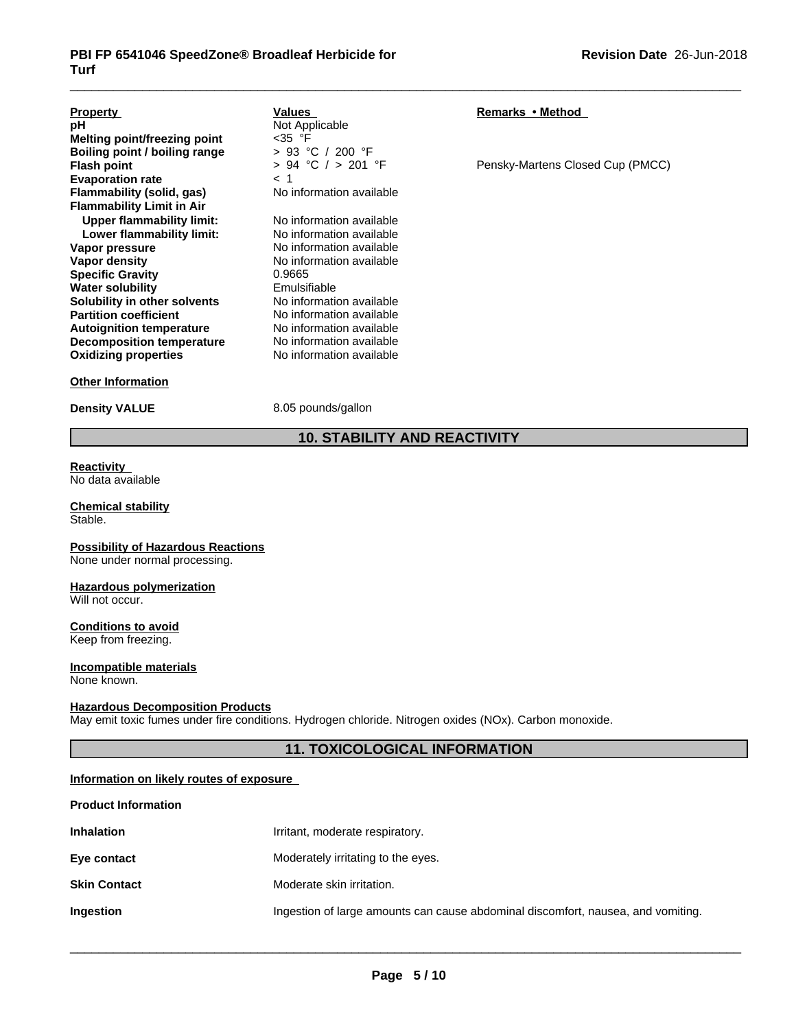| Property | Values | Remarks • Method |
|---|---|---|
| **pH** | Not Applicable | |
| **Melting point/freezing point** | <35 °F | |
| **Boiling point / boiling range** | > 93 °C / 200 °F | |
| **Flash point** | > 94 °C / > 201 °F | Pensky-Martens Closed Cup (PMCC) |
| **Evaporation rate** | < 1 | |
| **Flammability (solid, gas)** | No information available | |
| **Flammability Limit in Air** | | |
| **Upper flammability limit:** | No information available | |
| **Lower flammability limit:** | No information available | |
| **Vapor pressure** | No information available | |
| **Vapor density** | No information available | |
| **Specific Gravity** | 0.9665 | |
| **Water solubility** | Emulsifiable | |
| **Solubility in other solvents** | No information available | |
| **Partition coefficient** | No information available | |
| **Autoignition temperature** | No information available | |
| **Decomposition temperature** | No information available | |
| **Oxidizing properties** | No information available | |

**Other Information**

**Density VALUE** 8.05 pounds/gallon

## 10. STABILITY AND REACTIVITY

**Reactivity**
No data available

**Chemical stability**
Stable.

**Possibility of Hazardous Reactions**
None under normal processing.

**Hazardous polymerization**
Will not occur.

**Conditions to avoid**
Keep from freezing.

**Incompatible materials**
None known.

**Hazardous Decomposition Products**
May emit toxic fumes under fire conditions. Hydrogen chloride. Nitrogen oxides (NOx). Carbon monoxide.

## 11. TOXICOLOGICAL INFORMATION

**Information on likely routes of exposure**

**Product Information**

**Inhalation** Irritant, moderate respiratory.

**Eye contact** Moderately irritating to the eyes.

**Skin Contact** Moderate skin irritation.

**Ingestion** Ingestion of large amounts can cause abdominal discomfort, nausea, and vomiting.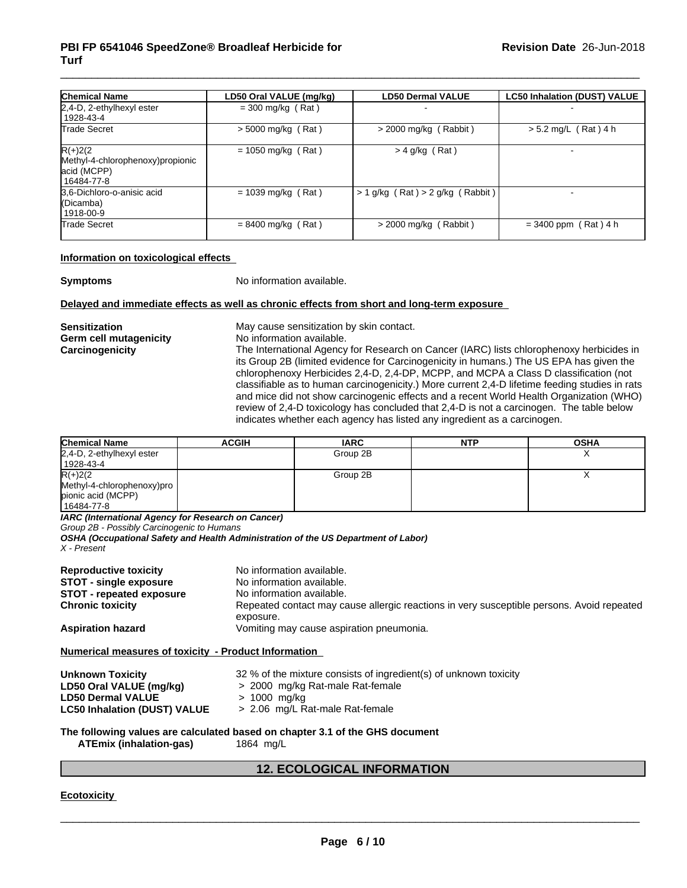| Chemical Name | LD50 Oral VALUE (mg/kg) | LD50 Dermal VALUE | LC50 Inhalation (DUST) VALUE |
| --- | --- | --- | --- |
| 2,4-D, 2-ethylhexyl ester 1928-43-4 | = 300 mg/kg ( Rat ) | - | - |
| Trade Secret | > 5000 mg/kg ( Rat ) | > 2000 mg/kg ( Rabbit ) | > 5.2 mg/L ( Rat ) 4 h |
| R(+)2(2 Methyl-4-chlorophenoxy)propionic acid (MCPP) 16484-77-8 | = 1050 mg/kg ( Rat ) | > 4 g/kg ( Rat ) | - |
| 3,6-Dichloro-o-anisic acid (Dicamba) 1918-00-9 | = 1039 mg/kg ( Rat ) | > 1 g/kg ( Rat ) > 2 g/kg ( Rabbit ) | - |
| Trade Secret | = 8400 mg/kg ( Rat ) | > 2000 mg/kg ( Rabbit ) | = 3400 ppm ( Rat ) 4 h |

**Information on toxicological effects**

**Symptoms** No information available.

**Delayed and immediate effects as well as chronic effects from short and long-term exposure**

**Sensitization** May cause sensitization by skin contact.

**Germ cell mutagenicity** No information available.

**Carcinogenicity** The International Agency for Research on Cancer (IARC) lists chlorophenoxy herbicides in its Group 2B (limited evidence for Carcinogenicity in humans.) The US EPA has given the chlorophenoxy Herbicides 2,4-D, 2,4-DP, MCPP, and MCPA a Class D classification (not classifiable as to human carcinogenicity.) More current 2,4-D lifetime feeding studies in rats and mice did not show carcinogenic effects and a recent World Health Organization (WHO) review of 2,4-D toxicology has concluded that 2,4-D is not a carcinogen. The table below indicates whether each agency has listed any ingredient as a carcinogen.

| Chemical Name | ACGIH | IARC | NTP | OSHA |
| --- | --- | --- | --- | --- |
| 2,4-D, 2-ethylhexyl ester 1928-43-4 | | Group 2B | | X |
| R(+)2(2 Methyl-4-chlorophenoxy)propionic acid (MCPP) 16484-77-8 | | Group 2B | | X |

***IARC (International Agency for Research on Cancer)***
*Group 2B - Possibly Carcinogenic to Humans*
***OSHA (Occupational Safety and Health Administration of the US Department of Labor)***
*X - Present*

**Reproductive toxicity** No information available.

**STOT - single exposure** No information available.

**STOT - repeated exposure** No information available.

**Chronic toxicity** Repeated contact may cause allergic reactions in very susceptible persons. Avoid repeated exposure.

**Aspiration hazard** Vomiting may cause aspiration pneumonia.

**Numerical measures of toxicity - Product Information**

**Unknown Toxicity** 32 % of the mixture consists of ingredient(s) of unknown toxicity

**LD50 Oral VALUE (mg/kg)** > 2000 mg/kg Rat-male Rat-female

**LD50 Dermal VALUE** > 1000 mg/kg

**LC50 Inhalation (DUST) VALUE** > 2.06 mg/L Rat-male Rat-female

**The following values are calculated based on chapter 3.1 of the GHS document**

**ATEmix (inhalation-gas)** 1864 mg/L

## 12. ECOLOGICAL INFORMATION

**Ecotoxicity**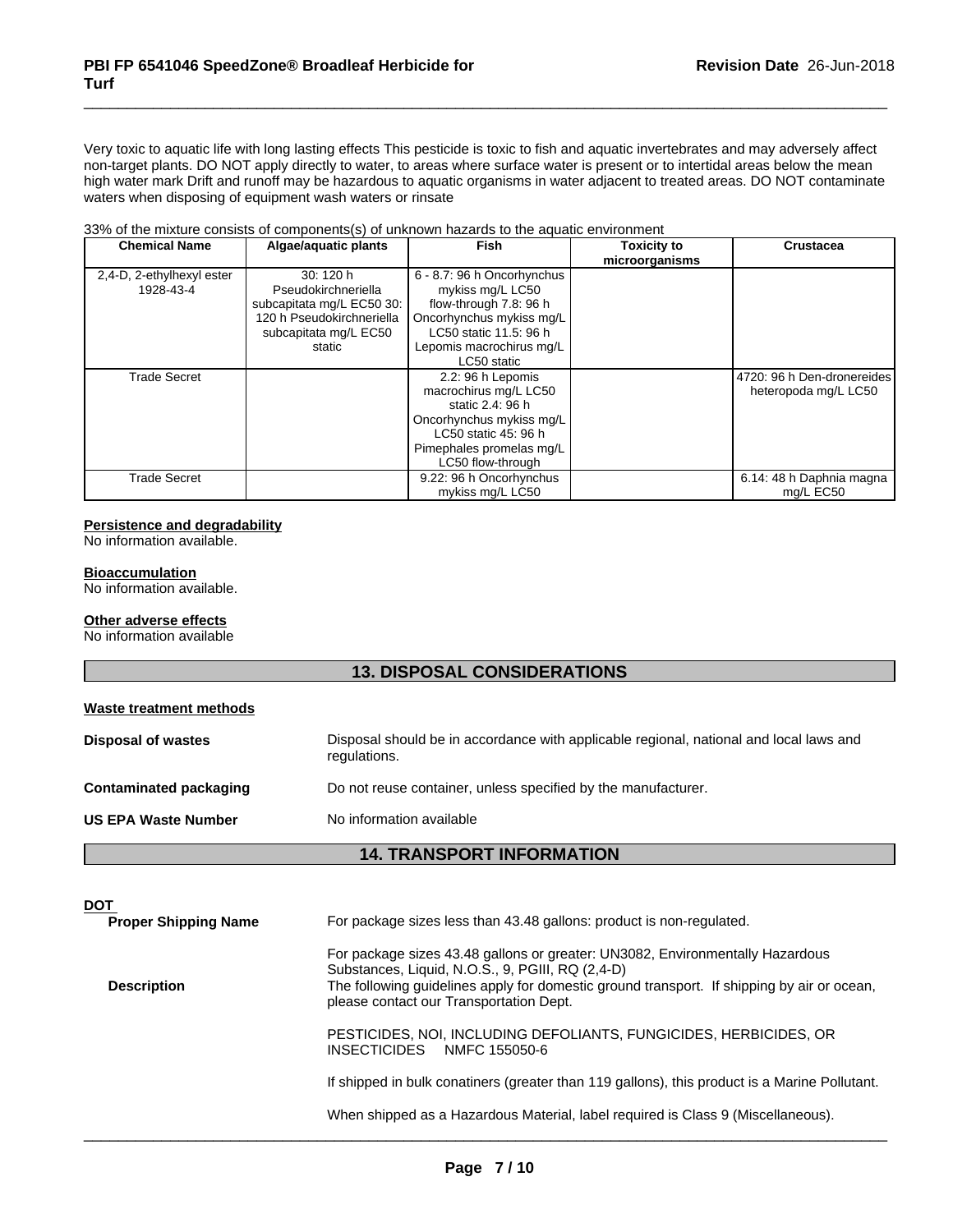Very toxic to aquatic life with long lasting effects This pesticide is toxic to fish and aquatic invertebrates and may adversely affect non-target plants. DO NOT apply directly to water, to areas where surface water is present or to intertidal areas below the mean high water mark Drift and runoff may be hazardous to aquatic organisms in water adjacent to treated areas. DO NOT contaminate waters when disposing of equipment wash waters or rinsate

33% of the mixture consists of components(s) of unknown hazards to the aquatic environment

| Chemical Name | Algae/aquatic plants | Fish | Toxicity to microorganisms | Crustacea |
|---|---|---|---|---|
| 2,4-D, 2-ethylhexyl ester 1928-43-4 | 30: 120 h Pseudokirchneriella subcapitata mg/L EC50 30: 120 h Pseudokirchneriella subcapitata mg/L EC50 static | 6 - 8.7: 96 h Oncorhynchus mykiss mg/L LC50 flow-through 7.8: 96 h Oncorhynchus mykiss mg/L LC50 static 11.5: 96 h Lepomis macrochirus mg/L LC50 static | | |
| Trade Secret | | 2.2: 96 h Lepomis macrochirus mg/L LC50 static 2.4: 96 h Oncorhynchus mykiss mg/L LC50 static 45: 96 h Pimephales promelas mg/L LC50 flow-through | | 4720: 96 h Den-dronereides heteropoda mg/L LC50 |
| Trade Secret | | 9.22: 96 h Oncorhynchus mykiss mg/L LC50 | | 6.14: 48 h Daphnia magna mg/L EC50 |

**Persistence and degradability**

No information available.

**Bioaccumulation**

No information available.

**Other adverse effects**

No information available

## 13. DISPOSAL CONSIDERATIONS

**Waste treatment methods**

**Disposal of wastes** Disposal should be in accordance with applicable regional, national and local laws and regulations.

**Contaminated packaging** Do not reuse container, unless specified by the manufacturer.

**US EPA Waste Number** No information available

## 14. TRANSPORT INFORMATION

**DOT**

**Proper Shipping Name** For package sizes less than 43.48 gallons: product is non-regulated.

**Description** For package sizes 43.48 gallons or greater: UN3082, Environmentally Hazardous Substances, Liquid, N.O.S., 9, PGIII, RQ (2,4-D)
The following guidelines apply for domestic ground transport. If shipping by air or ocean, please contact our Transportation Dept.

PESTICIDES, NOI, INCLUDING DEFOLIANTS, FUNGICIDES, HERBICIDES, OR INSECTICIDES NMFC 155050-6

If shipped in bulk conatiners (greater than 119 gallons), this product is a Marine Pollutant.

When shipped as a Hazardous Material, label required is Class 9 (Miscellaneous).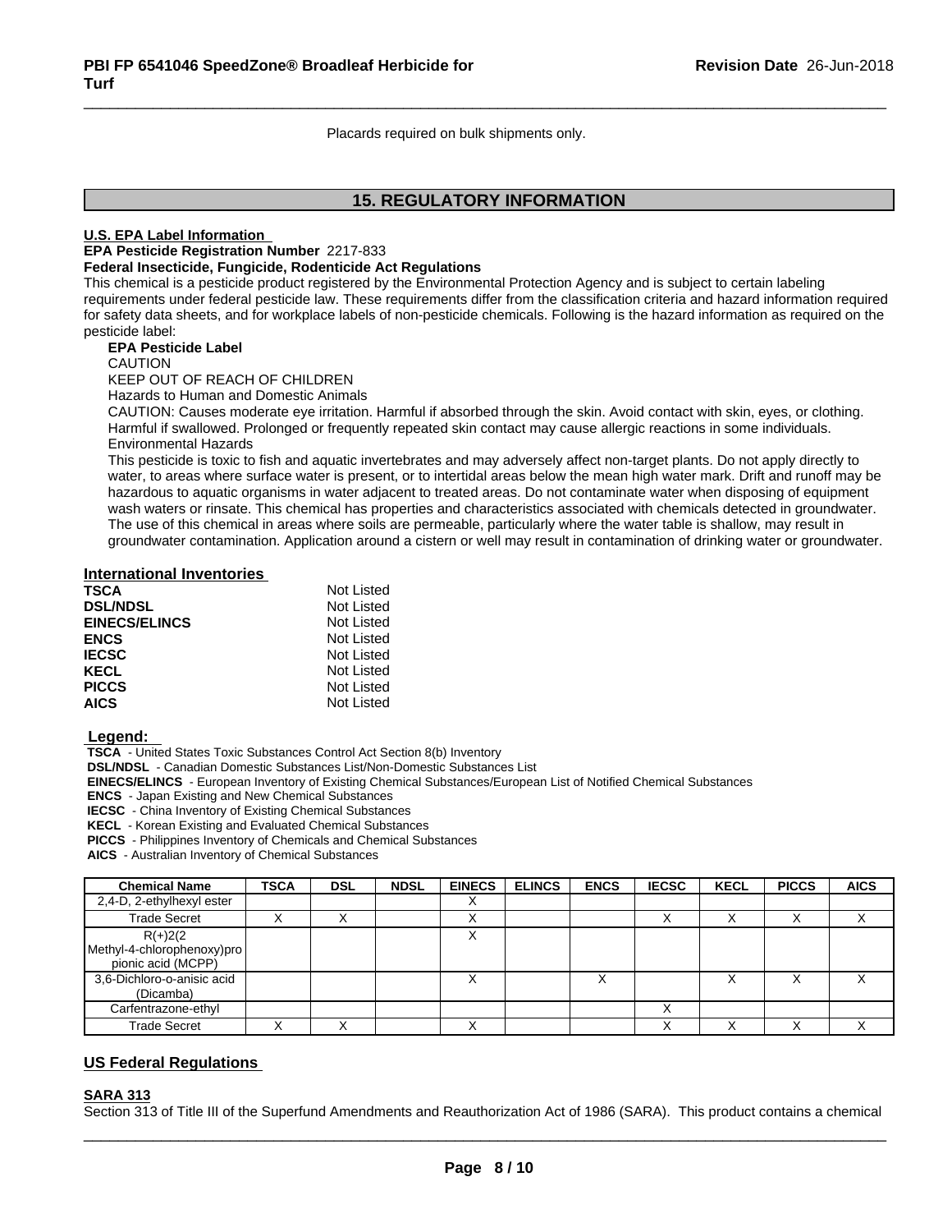Placards required on bulk shipments only.

## 15. REGULATORY INFORMATION

**U.S. EPA Label Information**

**EPA Pesticide Registration Number** 2217-833

**Federal Insecticide, Fungicide, Rodenticide Act Regulations**

This chemical is a pesticide product registered by the Environmental Protection Agency and is subject to certain labeling requirements under federal pesticide law. These requirements differ from the classification criteria and hazard information required for safety data sheets, and for workplace labels of non-pesticide chemicals. Following is the hazard information as required on the pesticide label:

**EPA Pesticide Label**

CAUTION

KEEP OUT OF REACH OF CHILDREN

Hazards to Human and Domestic Animals

CAUTION: Causes moderate eye irritation. Harmful if absorbed through the skin. Avoid contact with skin, eyes, or clothing. Harmful if swallowed. Prolonged or frequently repeated skin contact may cause allergic reactions in some individuals.

Environmental Hazards

This pesticide is toxic to fish and aquatic invertebrates and may adversely affect non-target plants. Do not apply directly to water, to areas where surface water is present, or to intertidal areas below the mean high water mark. Drift and runoff may be hazardous to aquatic organisms in water adjacent to treated areas. Do not contaminate water when disposing of equipment wash waters or rinsate. This chemical has properties and characteristics associated with chemicals detected in groundwater. The use of this chemical in areas where soils are permeable, particularly where the water table is shallow, may result in groundwater contamination. Application around a cistern or well may result in contamination of drinking water or groundwater.

### International Inventories

| | |
|---|---|
| **TSCA** | Not Listed |
| **DSL/NDSL** | Not Listed |
| **EINECS/ELINCS** | Not Listed |
| **ENCS** | Not Listed |
| **IECSC** | Not Listed |
| **KECL** | Not Listed |
| **PICCS** | Not Listed |
| **AICS** | Not Listed |

**Legend:**

**TSCA** - United States Toxic Substances Control Act Section 8(b) Inventory
**DSL/NDSL** - Canadian Domestic Substances List/Non-Domestic Substances List
**EINECS/ELINCS** - European Inventory of Existing Chemical Substances/European List of Notified Chemical Substances
**ENCS** - Japan Existing and New Chemical Substances
**IECSC** - China Inventory of Existing Chemical Substances
**KECL** - Korean Existing and Evaluated Chemical Substances
**PICCS** - Philippines Inventory of Chemicals and Chemical Substances
**AICS** - Australian Inventory of Chemical Substances

| Chemical Name | TSCA | DSL | NDSL | EINECS | ELINCS | ENCS | IECSC | KECL | PICCS | AICS |
|---|---|---|---|---|---|---|---|---|---|---|
| 2,4-D, 2-ethylhexyl ester | | | | X | | | | | | |
| Trade Secret | X | X | | X | | | X | X | X | X |
| R(+)2(2 Methyl-4-chlorophenoxy)propionic acid (MCPP) | | | | X | | | | | | |
| 3,6-Dichloro-o-anisic acid (Dicamba) | | | | X | | X | | X | X | X |
| Carfentrazone-ethyl | | | | | | | X | | | |
| Trade Secret | X | X | | X | | | X | X | X | X |

### US Federal Regulations

**SARA 313**

Section 313 of Title III of the Superfund Amendments and Reauthorization Act of 1986 (SARA). This product contains a chemical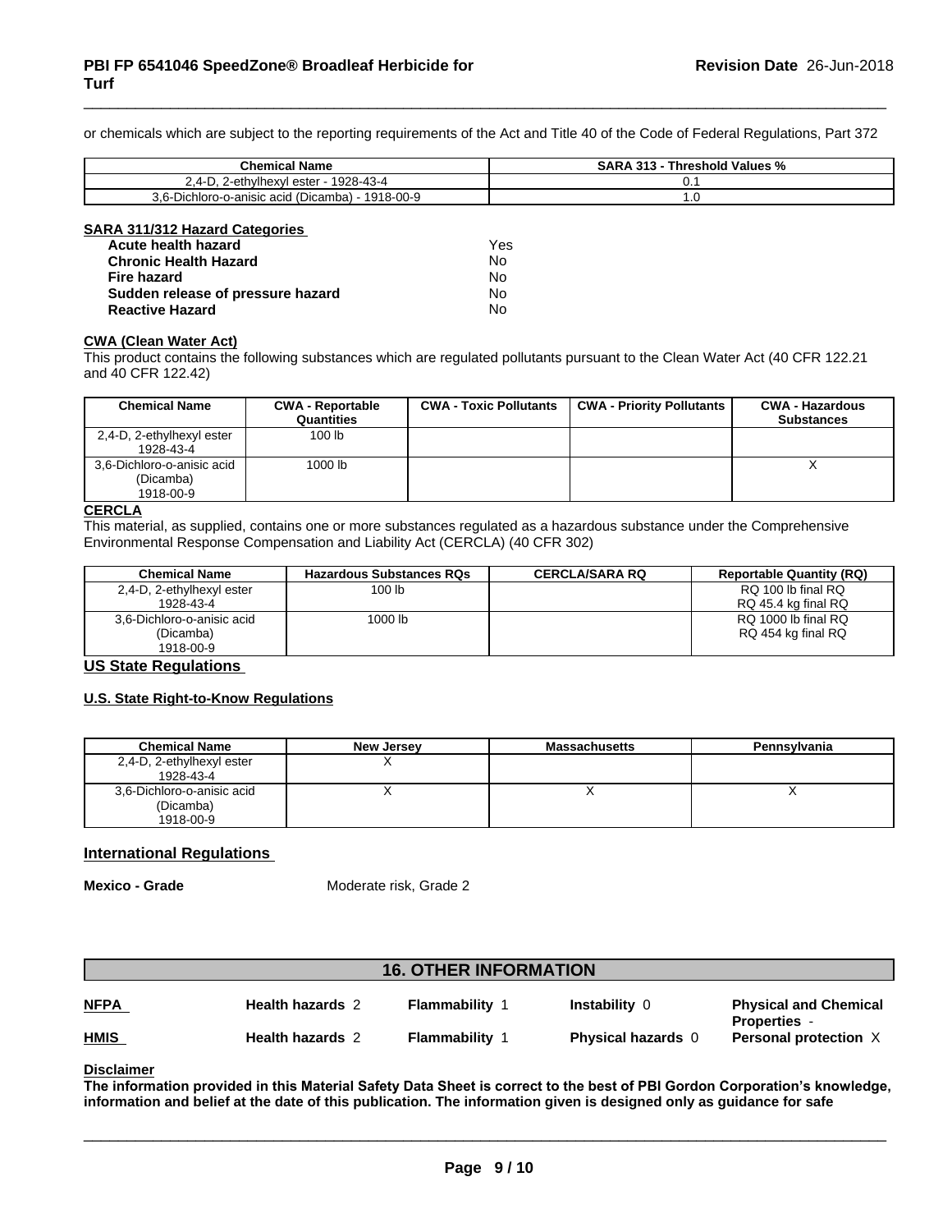or chemicals which are subject to the reporting requirements of the Act and Title 40 of the Code of Federal Regulations, Part 372

| Chemical Name | SARA 313 - Threshold Values % |
| --- | --- |
| 2,4-D, 2-ethylhexyl ester - 1928-43-4 | 0.1 |
| 3,6-Dichloro-o-anisic acid (Dicamba) - 1918-00-9 | 1.0 |

**SARA 311/312 Hazard Categories**

| | |
| --- | --- |
| **Acute health hazard** | Yes |
| **Chronic Health Hazard** | No |
| **Fire hazard** | No |
| **Sudden release of pressure hazard** | No |
| **Reactive Hazard** | No |

**CWA (Clean Water Act)**

This product contains the following substances which are regulated pollutants pursuant to the Clean Water Act (40 CFR 122.21 and 40 CFR 122.42)

| Chemical Name | CWA - Reportable Quantities | CWA - Toxic Pollutants | CWA - Priority Pollutants | CWA - Hazardous Substances |
| --- | --- | --- | --- | --- |
| 2,4-D, 2-ethylhexyl ester 1928-43-4 | 100 lb | | | |
| 3,6-Dichloro-o-anisic acid (Dicamba) 1918-00-9 | 1000 lb | | | X |

**CERCLA**

This material, as supplied, contains one or more substances regulated as a hazardous substance under the Comprehensive Environmental Response Compensation and Liability Act (CERCLA) (40 CFR 302)

| Chemical Name | Hazardous Substances RQs | CERCLA/SARA RQ | Reportable Quantity (RQ) |
| --- | --- | --- | --- |
| 2,4-D, 2-ethylhexyl ester 1928-43-4 | 100 lb | | RQ 100 lb final RQ RQ 45.4 kg final RQ |
| 3,6-Dichloro-o-anisic acid (Dicamba) 1918-00-9 | 1000 lb | | RQ 1000 lb final RQ RQ 454 kg final RQ |

**US State Regulations**

**U.S. State Right-to-Know Regulations**

| Chemical Name | New Jersey | Massachusetts | Pennsylvania |
| --- | --- | --- | --- |
| 2,4-D, 2-ethylhexyl ester 1928-43-4 | X | | |
| 3,6-Dichloro-o-anisic acid (Dicamba) 1918-00-9 | X | X | X |

**International Regulations**

**Mexico - Grade** Moderate risk, Grade 2

## 16. OTHER INFORMATION

| | | | | |
| --- | --- | --- | --- | --- |
| **NFPA** | **Health hazards** 2 | **Flammability** 1 | **Instability** 0 | **Physical and Chemical Properties** - |
| **HMIS** | **Health hazards** 2 | **Flammability** 1 | **Physical hazards** 0 | **Personal protection** X |

**Disclaimer**

**The information provided in this Material Safety Data Sheet is correct to the best of PBI Gordon Corporation's knowledge, information and belief at the date of this publication. The information given is designed only as guidance for safe**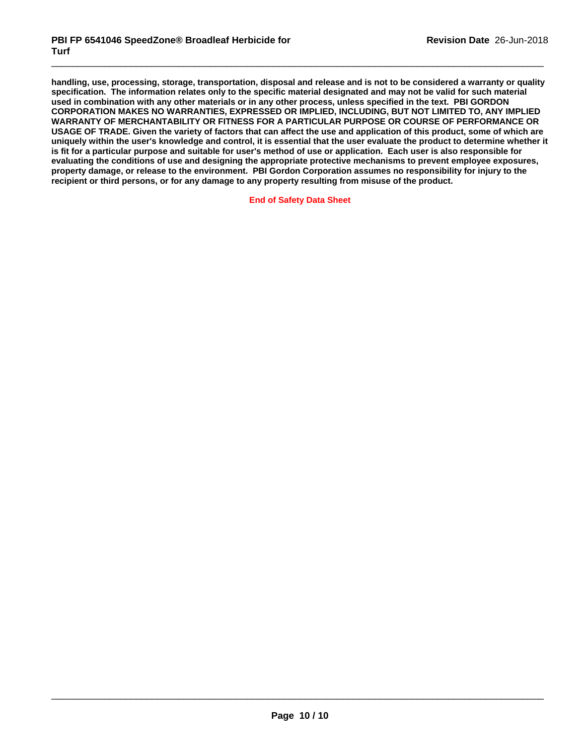**handling, use, processing, storage, transportation, disposal and release and is not to be considered a warranty or quality specification. The information relates only to the specific material designated and may not be valid for such material used in combination with any other materials or in any other process, unless specified in the text. PBI GORDON CORPORATION MAKES NO WARRANTIES, EXPRESSED OR IMPLIED, INCLUDING, BUT NOT LIMITED TO, ANY IMPLIED WARRANTY OF MERCHANTABILITY OR FITNESS FOR A PARTICULAR PURPOSE OR COURSE OF PERFORMANCE OR USAGE OF TRADE. Given the variety of factors that can affect the use and application of this product, some of which are uniquely within the user's knowledge and control, it is essential that the user evaluate the product to determine whether it is fit for a particular purpose and suitable for user's method of use or application. Each user is also responsible for evaluating the conditions of use and designing the appropriate protective mechanisms to prevent employee exposures, property damage, or release to the environment. PBI Gordon Corporation assumes no responsibility for injury to the recipient or third persons, or for any damage to any property resulting from misuse of the product.**

**End of Safety Data Sheet**